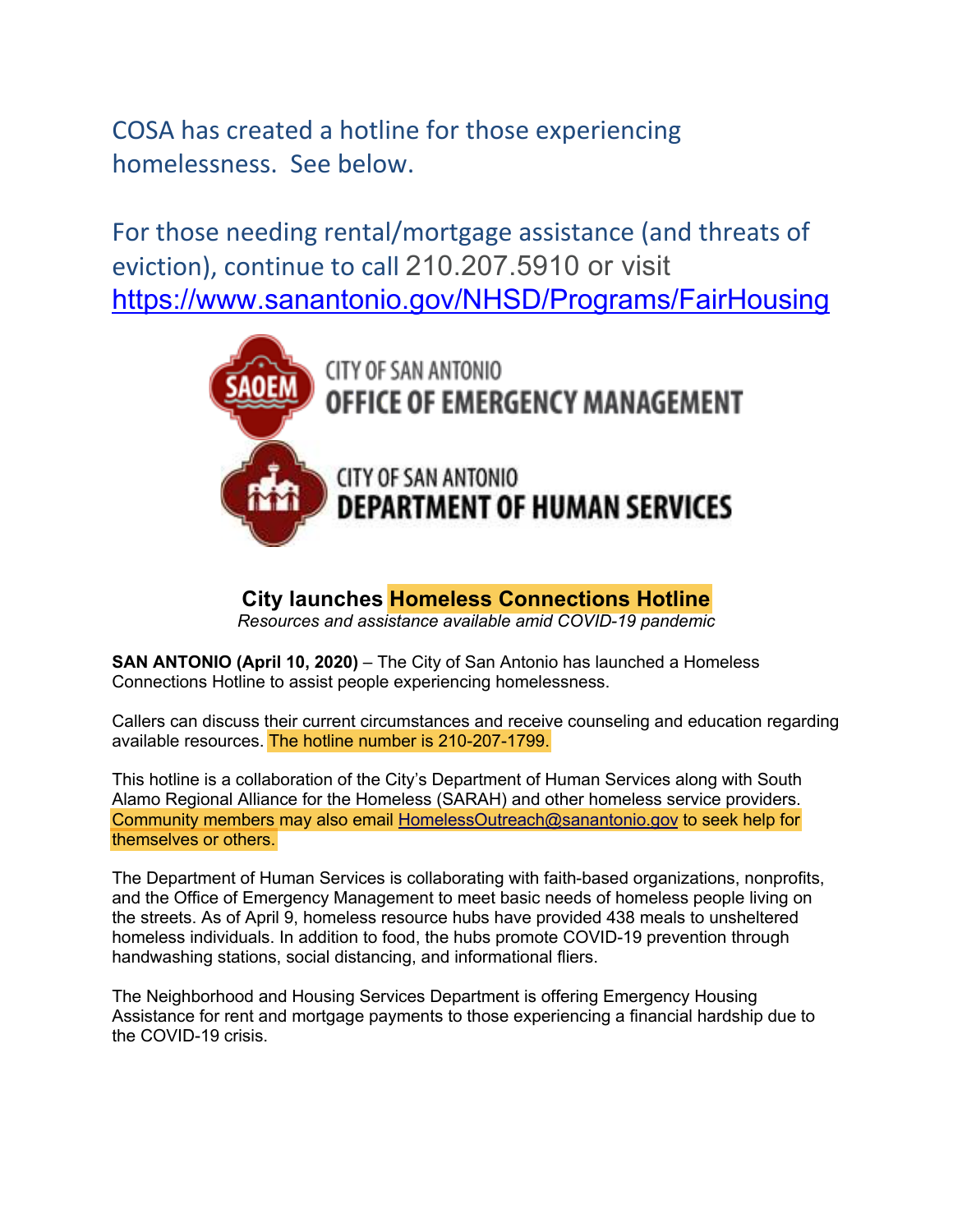COSA has created a hotline for those experiencing homelessness. See below.

For those needing rental/mortgage assistance (and threats of eviction), continue to call 210.207.5910 or visit https://www.sanantonio.gov/NHSD/Programs/FairHousing

CITY OF SAN ANTONIO
OFFICE OF EMERGENCY MANAGEMENT

CITY OF SAN ANTONIO
DEPARTMENT OF HUMAN SERVICES

## City launches Homeless Connections Hotline

*Resources and assistance available amid COVID-19 pandemic*

**SAN ANTONIO (April 10, 2020)** – The City of San Antonio has launched a Homeless Connections Hotline to assist people experiencing homelessness.

Callers can discuss their current circumstances and receive counseling and education regarding available resources. The hotline number is 210-207-1799.

This hotline is a collaboration of the City's Department of Human Services along with South Alamo Regional Alliance for the Homeless (SARAH) and other homeless service providers. Community members may also email HomelessOutreach@sanantonio.gov to seek help for themselves or others.

The Department of Human Services is collaborating with faith-based organizations, nonprofits, and the Office of Emergency Management to meet basic needs of homeless people living on the streets. As of April 9, homeless resource hubs have provided 438 meals to unsheltered homeless individuals. In addition to food, the hubs promote COVID-19 prevention through handwashing stations, social distancing, and informational fliers.

The Neighborhood and Housing Services Department is offering Emergency Housing Assistance for rent and mortgage payments to those experiencing a financial hardship due to the COVID-19 crisis.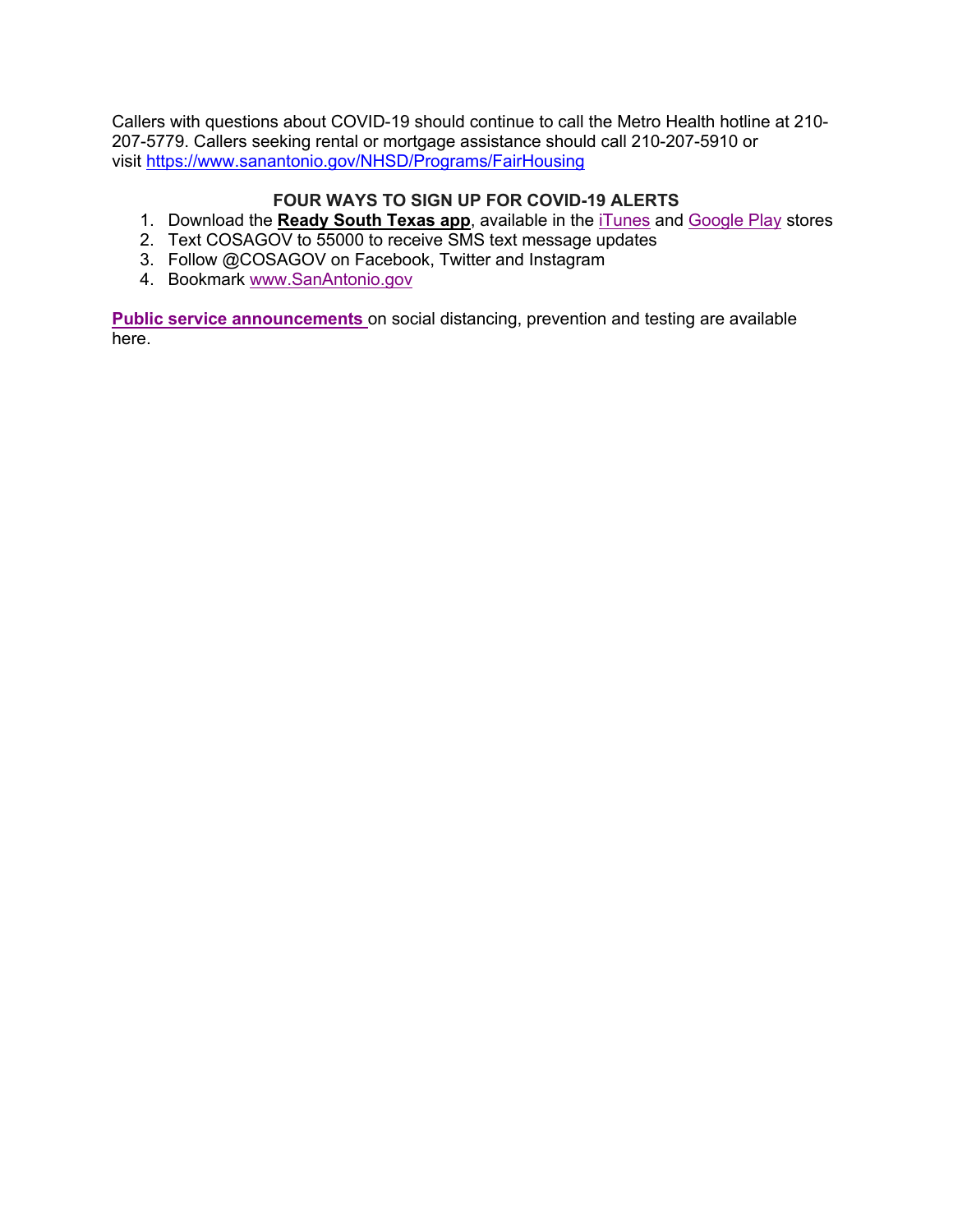Callers with questions about COVID-19 should continue to call the Metro Health hotline at 210-207-5779. Callers seeking rental or mortgage assistance should call 210-207-5910 or visit https://www.sanantonio.gov/NHSD/Programs/FairHousing

**FOUR WAYS TO SIGN UP FOR COVID-19 ALERTS**

1. Download the **Ready South Texas app**, available in the iTunes and Google Play stores
2. Text COSAGOV to 55000 to receive SMS text message updates
3. Follow @COSAGOV on Facebook, Twitter and Instagram
4. Bookmark www.SanAntonio.gov

**Public service announcements** on social distancing, prevention and testing are available here.